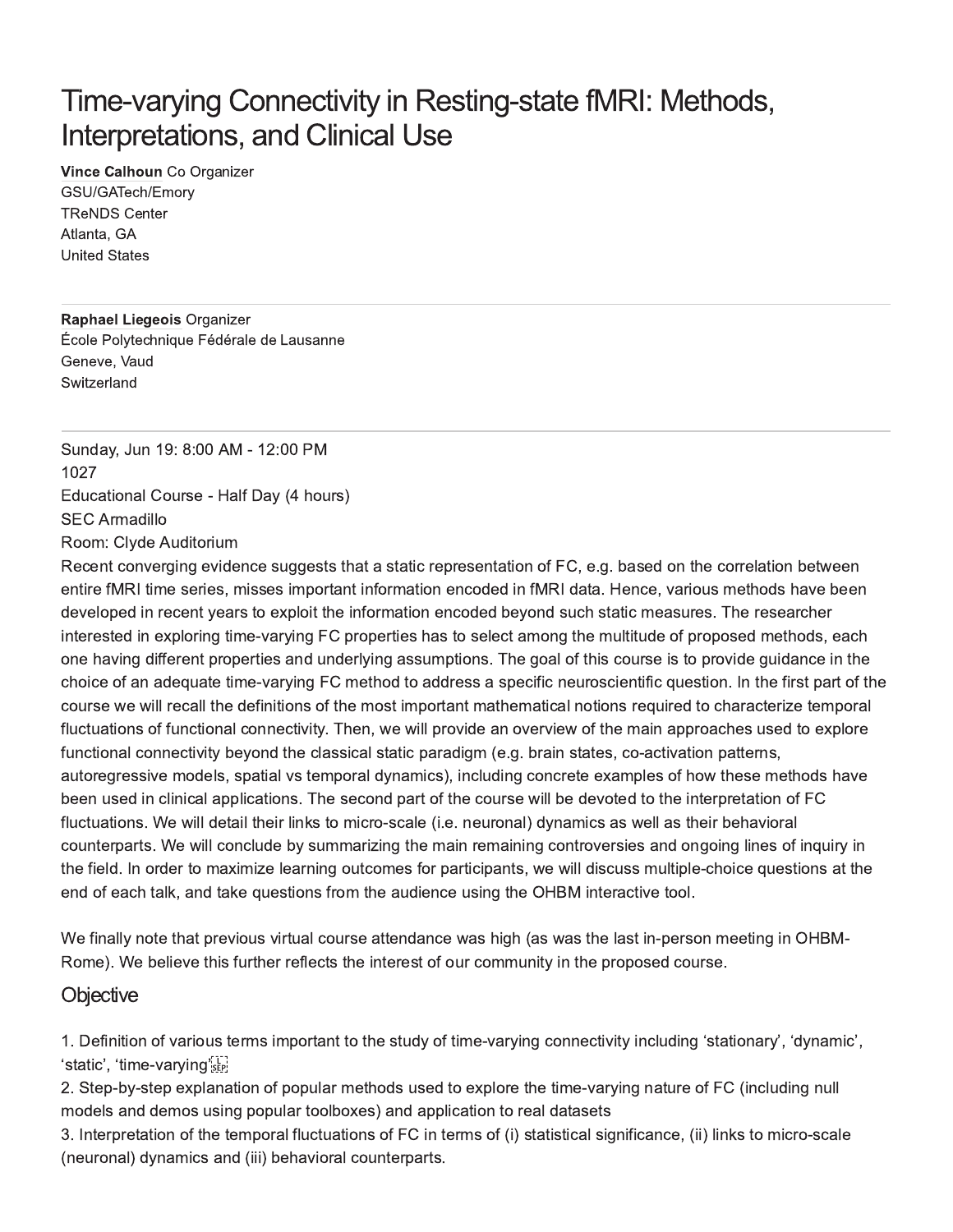# Time-varying Connectivity in Resting-state fMRI: Methods, Interpretations, and Clinical Use

**Vince Calhoun** Co Organizer
GSU/GATech/Emory
TReNDS Center
Atlanta, GA
United States

---

**Raphael Liegeois** Organizer
École Polytechnique Fédérale de Lausanne
Geneve, Vaud
Switzerland

---

Sunday, Jun 19: 8:00 AM - 12:00 PM
1027
Educational Course - Half Day (4 hours)
SEC Armadillo
Room: Clyde Auditorium

Recent converging evidence suggests that a static representation of FC, e.g. based on the correlation between entire fMRI time series, misses important information encoded in fMRI data. Hence, various methods have been developed in recent years to exploit the information encoded beyond such static measures. The researcher interested in exploring time-varying FC properties has to select among the multitude of proposed methods, each one having different properties and underlying assumptions. The goal of this course is to provide guidance in the choice of an adequate time-varying FC method to address a specific neuroscientific question. In the first part of the course we will recall the definitions of the most important mathematical notions required to characterize temporal fluctuations of functional connectivity. Then, we will provide an overview of the main approaches used to explore functional connectivity beyond the classical static paradigm (e.g. brain states, co-activation patterns, autoregressive models, spatial vs temporal dynamics), including concrete examples of how these methods have been used in clinical applications. The second part of the course will be devoted to the interpretation of FC fluctuations. We will detail their links to micro-scale (i.e. neuronal) dynamics as well as their behavioral counterparts. We will conclude by summarizing the main remaining controversies and ongoing lines of inquiry in the field. In order to maximize learning outcomes for participants, we will discuss multiple-choice questions at the end of each talk, and take questions from the audience using the OHBM interactive tool.

We finally note that previous virtual course attendance was high (as was the last in-person meeting in OHBM-Rome). We believe this further reflects the interest of our community in the proposed course.

## Objective

1. Definition of various terms important to the study of time-varying connectivity including 'stationary', 'dynamic', 'static', 'time-varying'
2. Step-by-step explanation of popular methods used to explore the time-varying nature of FC (including null models and demos using popular toolboxes) and application to real datasets
3. Interpretation of the temporal fluctuations of FC in terms of (i) statistical significance, (ii) links to micro-scale (neuronal) dynamics and (iii) behavioral counterparts.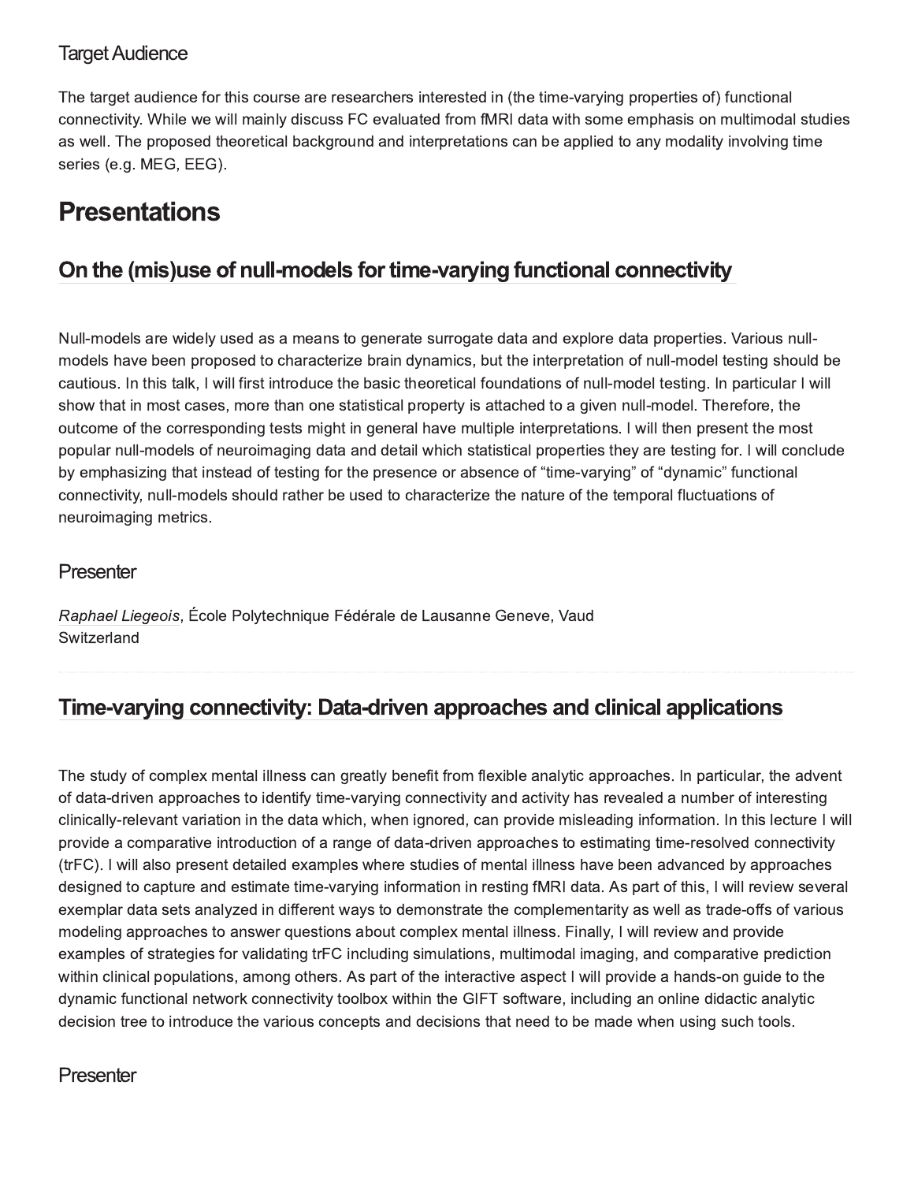### Target Audience

The target audience for this course are researchers interested in (the time-varying properties of) functional connectivity. While we will mainly discuss FC evaluated from fMRI data with some emphasis on multimodal studies as well. The proposed theoretical background and interpretations can be applied to any modality involving time series (e.g. MEG, EEG).

# Presentations

## On the (mis)use of null-models for time-varying functional connectivity

Null-models are widely used as a means to generate surrogate data and explore data properties. Various null-models have been proposed to characterize brain dynamics, but the interpretation of null-model testing should be cautious. In this talk, I will first introduce the basic theoretical foundations of null-model testing. In particular I will show that in most cases, more than one statistical property is attached to a given null-model. Therefore, the outcome of the corresponding tests might in general have multiple interpretations. I will then present the most popular null-models of neuroimaging data and detail which statistical properties they are testing for. I will conclude by emphasizing that instead of testing for the presence or absence of “time-varying” of “dynamic” functional connectivity, null-models should rather be used to characterize the nature of the temporal fluctuations of neuroimaging metrics.

### Presenter

*Raphael Liegeois*, École Polytechnique Fédérale de Lausanne Geneve, Vaud
Switzerland

## Time-varying connectivity: Data-driven approaches and clinical applications

The study of complex mental illness can greatly benefit from flexible analytic approaches. In particular, the advent of data-driven approaches to identify time-varying connectivity and activity has revealed a number of interesting clinically-relevant variation in the data which, when ignored, can provide misleading information. In this lecture I will provide a comparative introduction of a range of data-driven approaches to estimating time-resolved connectivity (trFC). I will also present detailed examples where studies of mental illness have been advanced by approaches designed to capture and estimate time-varying information in resting fMRI data. As part of this, I will review several exemplar data sets analyzed in different ways to demonstrate the complementarity as well as trade-offs of various modeling approaches to answer questions about complex mental illness. Finally, I will review and provide examples of strategies for validating trFC including simulations, multimodal imaging, and comparative prediction within clinical populations, among others. As part of the interactive aspect I will provide a hands-on guide to the dynamic functional network connectivity toolbox within the GIFT software, including an online didactic analytic decision tree to introduce the various concepts and decisions that need to be made when using such tools.

### Presenter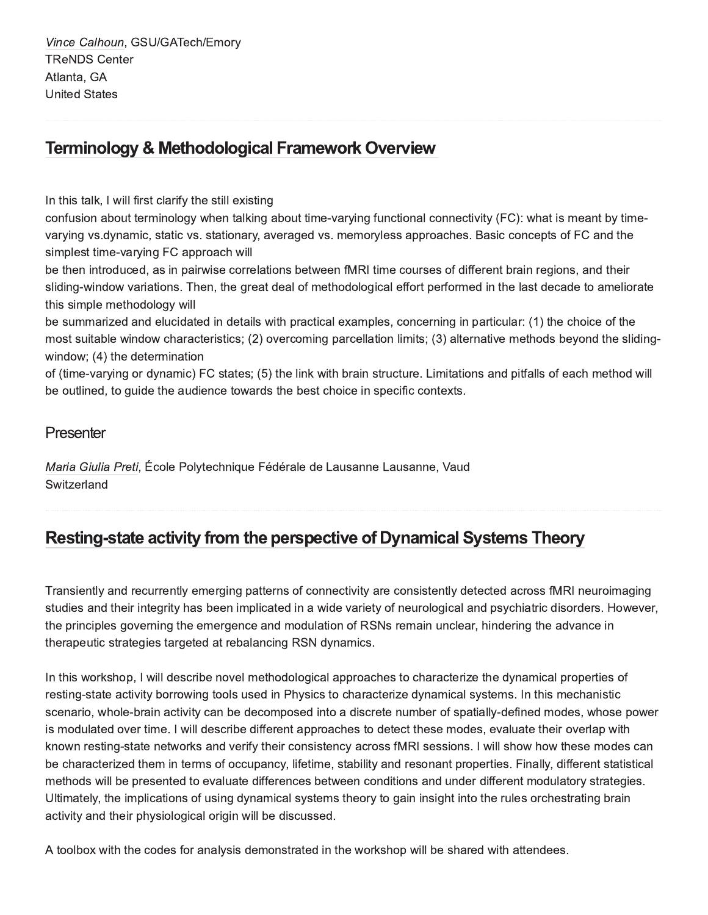*Vince Calhoun*, GSU/GATech/Emory
TReNDS Center
Atlanta, GA
United States

## Terminology & Methodological Framework Overview

In this talk, I will first clarify the still existing
confusion about terminology when talking about time-varying functional connectivity (FC): what is meant by time-varying vs.dynamic, static vs. stationary, averaged vs. memoryless approaches. Basic concepts of FC and the simplest time-varying FC approach will
be then introduced, as in pairwise correlations between fMRI time courses of different brain regions, and their sliding-window variations. Then, the great deal of methodological effort performed in the last decade to ameliorate this simple methodology will
be summarized and elucidated in details with practical examples, concerning in particular: (1) the choice of the most suitable window characteristics; (2) overcoming parcellation limits; (3) alternative methods beyond the sliding-window; (4) the determination
of (time-varying or dynamic) FC states; (5) the link with brain structure. Limitations and pitfalls of each method will be outlined, to guide the audience towards the best choice in specific contexts.

### Presenter

*Maria Giulia Preti*, École Polytechnique Fédérale de Lausanne Lausanne, Vaud
Switzerland

## Resting-state activity from the perspective of Dynamical Systems Theory

Transiently and recurrently emerging patterns of connectivity are consistently detected across fMRI neuroimaging studies and their integrity has been implicated in a wide variety of neurological and psychiatric disorders. However, the principles governing the emergence and modulation of RSNs remain unclear, hindering the advance in therapeutic strategies targeted at rebalancing RSN dynamics.

In this workshop, I will describe novel methodological approaches to characterize the dynamical properties of resting-state activity borrowing tools used in Physics to characterize dynamical systems. In this mechanistic scenario, whole-brain activity can be decomposed into a discrete number of spatially-defined modes, whose power is modulated over time. I will describe different approaches to detect these modes, evaluate their overlap with known resting-state networks and verify their consistency across fMRI sessions. I will show how these modes can be characterized them in terms of occupancy, lifetime, stability and resonant properties. Finally, different statistical methods will be presented to evaluate differences between conditions and under different modulatory strategies. Ultimately, the implications of using dynamical systems theory to gain insight into the rules orchestrating brain activity and their physiological origin will be discussed.

A toolbox with the codes for analysis demonstrated in the workshop will be shared with attendees.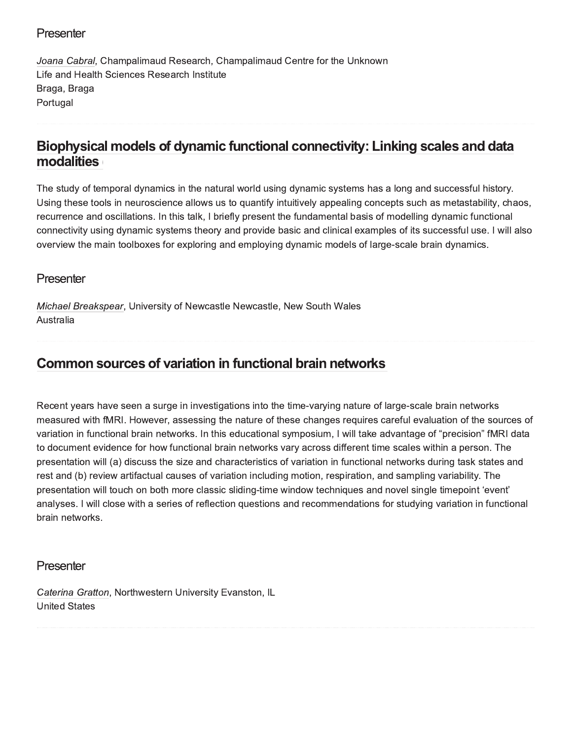## Presenter

*Joana Cabral*, Champalimaud Research, Champalimaud Centre for the Unknown
Life and Health Sciences Research Institute
Braga, Braga
Portugal

## Biophysical models of dynamic functional connectivity: Linking scales and data modalities

The study of temporal dynamics in the natural world using dynamic systems has a long and successful history. Using these tools in neuroscience allows us to quantify intuitively appealing concepts such as metastability, chaos, recurrence and oscillations. In this talk, I briefly present the fundamental basis of modelling dynamic functional connectivity using dynamic systems theory and provide basic and clinical examples of its successful use. I will also overview the main toolboxes for exploring and employing dynamic models of large-scale brain dynamics.

## Presenter

*Michael Breakspear*, University of Newcastle Newcastle, New South Wales
Australia

## Common sources of variation in functional brain networks

Recent years have seen a surge in investigations into the time-varying nature of large-scale brain networks measured with fMRI. However, assessing the nature of these changes requires careful evaluation of the sources of variation in functional brain networks. In this educational symposium, I will take advantage of "precision" fMRI data to document evidence for how functional brain networks vary across different time scales within a person. The presentation will (a) discuss the size and characteristics of variation in functional networks during task states and rest and (b) review artifactual causes of variation including motion, respiration, and sampling variability. The presentation will touch on both more classic sliding-time window techniques and novel single timepoint 'event' analyses. I will close with a series of reflection questions and recommendations for studying variation in functional brain networks.

## Presenter

*Caterina Gratton*, Northwestern University Evanston, IL
United States